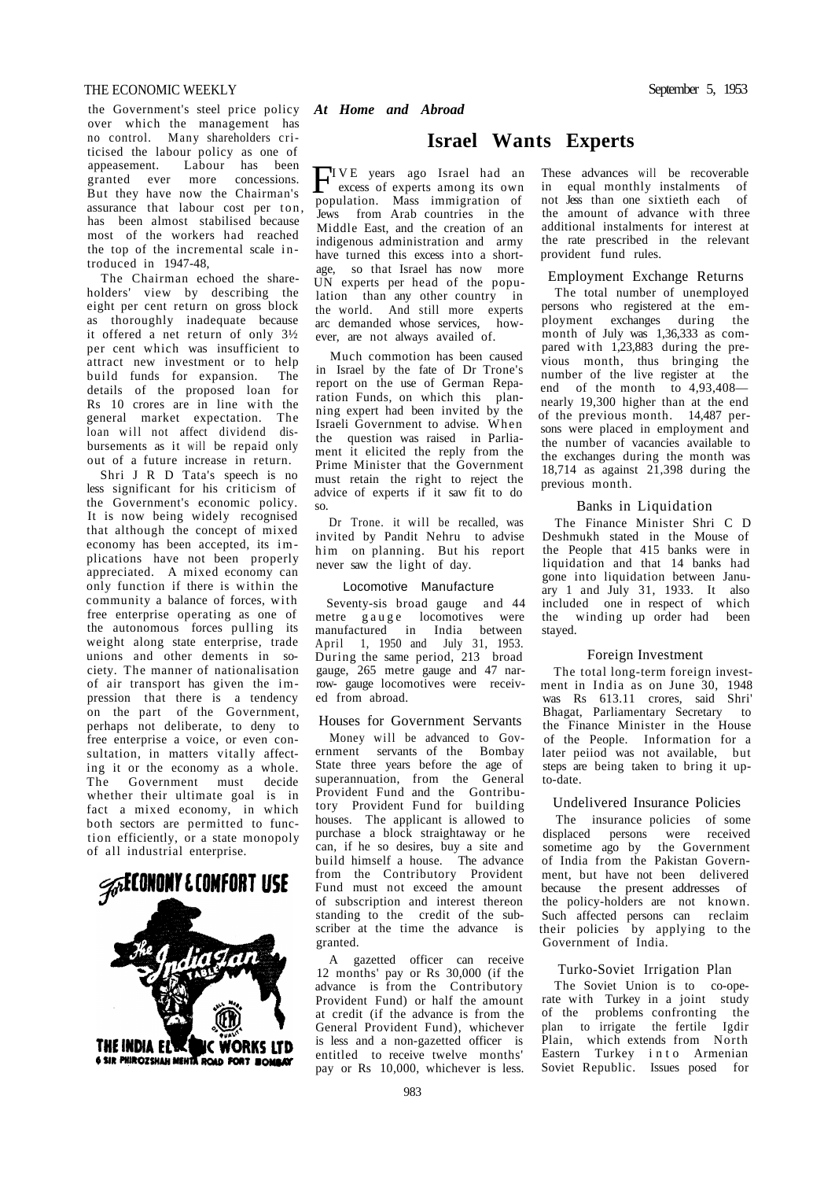the Government's steel price policy over which the management has no control. Many shareholders criticised the labour policy as one of appeasement. Labour has been granted ever more concessions. But they have now the Chairman's assurance that labour cost per ton, has been almost stabilised because most of the workers had reached the top of the incremental scale introduced in 1947-48,

The Chairman echoed the shareholders' view by describing the eight per cent return on gross block as thoroughly inadequate because it offered a net return of only 3½ per cent which was insufficient to attract new investment or to help build funds for expansion. The details of the proposed loan for Rs 10 crores are in line with the general market expectation. The loan will not affect dividend disbursements as it will be repaid only out of a future increase in return.

Shri J R D Tata's speech is no less significant for his criticism of the Government's economic policy. It is now being widely recognised that although the concept of mixed economy has been accepted, its implications have not been properly appreciated. A mixed economy can only function if there is within the community a balance of forces, with free enterprise operating as one of the autonomous forces pulling its weight along state enterprise, trade unions and other dements in society. The manner of nationalisation of air transport has given the impression that there is a tendency on the part of the Government, perhaps not deliberate, to deny to free enterprise a voice, or even consultation, in matters vitally affecting it or the economy as a whole. The Government must decide whether their ultimate goal is in fact a mixed economy, in which both sectors are permitted to function efficiently, or a state monopoly of all industrial enterprise.

For ECONOMY & COMFORT USE The IndiaFan THE INDIA ELECTRIC WORKS LTD 6 SIR PHIROZSHAH MEHTA ROAD FORT BOMBAY

*At Home and Abroad*

# Israel Wants Experts

FIVE years ago Israel had an excess of experts among its own population. Mass immigration of Jews from Arab countries in the Middle East, and the creation of an indigenous administration and army have turned this excess into a shortage, so that Israel has now more UN experts per head of the population than any other country in the world. And still more experts arc demanded whose services, however, are not always availed of.

Much commotion has been caused in Israel by the fate of Dr Trone's report on the use of German Reparation Funds, on which this planning expert had been invited by the Israeli Government to advise. When the question was raised in Parliament it elicited the reply from the Prime Minister that the Government must retain the right to reject the advice of experts if it saw fit to do so.

Dr Trone. it will be recalled, was invited by Pandit Nehru to advise him on planning. But his report never saw the light of day.

### Locomotive Manufacture

Seventy-sis broad gauge and 44 metre gauge locomotives were manufactured in India between April 1, 1950 and July 31, 1953. During the same period, 213 broad gauge, 265 metre gauge and 47 narrow- gauge locomotives were received from abroad.

### Houses for Government Servants

Money will be advanced to Government servants of the Bombay State three years before the age of superannuation, from the General Provident Fund and the Gontributory Provident Fund for building houses. The applicant is allowed to purchase a block straightaway or he can, if he so desires, buy a site and build himself a house. The advance from the Contributory Provident Fund must not exceed the amount of subscription and interest thereon standing to the credit of the subscriber at the time the advance is granted.

A gazetted officer can receive 12 months' pay or Rs 30,000 (if the advance is from the Contributory Provident Fund) or half the amount at credit (if the advance is from the General Provident Fund), whichever is less and a non-gazetted officer is entitled to receive twelve months' pay or Rs 10,000, whichever is less. These advances will be recoverable in equal monthly instalments of not less than one sixtieth each of the amount of advance with three additional instalments for interest at the rate prescribed in the relevant provident fund rules.

### Employment Exchange Returns

The total number of unemployed persons who registered at the employment exchanges during the month of July was 1,36,333 as compared with 1,23,883 during the previous month, thus bringing the number of the live register at the end of the month to 4,93,408—nearly 19,300 higher than at the end of the previous month. 14,487 persons were placed in employment and the number of vacancies available to the exchanges during the month was 18,714 as against 21,398 during the previous month.

### Banks in Liquidation

The Finance Minister Shri C D Deshmukh stated in the Mouse of the People that 415 banks were in liquidation and that 14 banks had gone into liquidation between January 1 and July 31, 1933. It also included one in respect of which the winding up order had been stayed.

### Foreign Investment

The total long-term foreign investment in India as on June 30, 1948 was Rs 613.11 crores, said Shri' Bhagat, Parliamentary Secretary to the Finance Minister in the House of the People. Information for a later peiiod was not available, but steps are being taken to bring it up-to-date.

### Undelivered Insurance Policies

The insurance policies of some displaced persons were received sometime ago by the Government of India from the Pakistan Government, but have not been delivered because the present addresses of the policy-holders are not known. Such affected persons can reclaim their policies by applying to the Government of India.

### Turko-Soviet Irrigation Plan

The Soviet Union is to co-operate with Turkey in a joint study of the problems confronting the plan to irrigate the fertile Igdir Plain, which extends from North Eastern Turkey into Armenian Soviet Republic. Issues posed for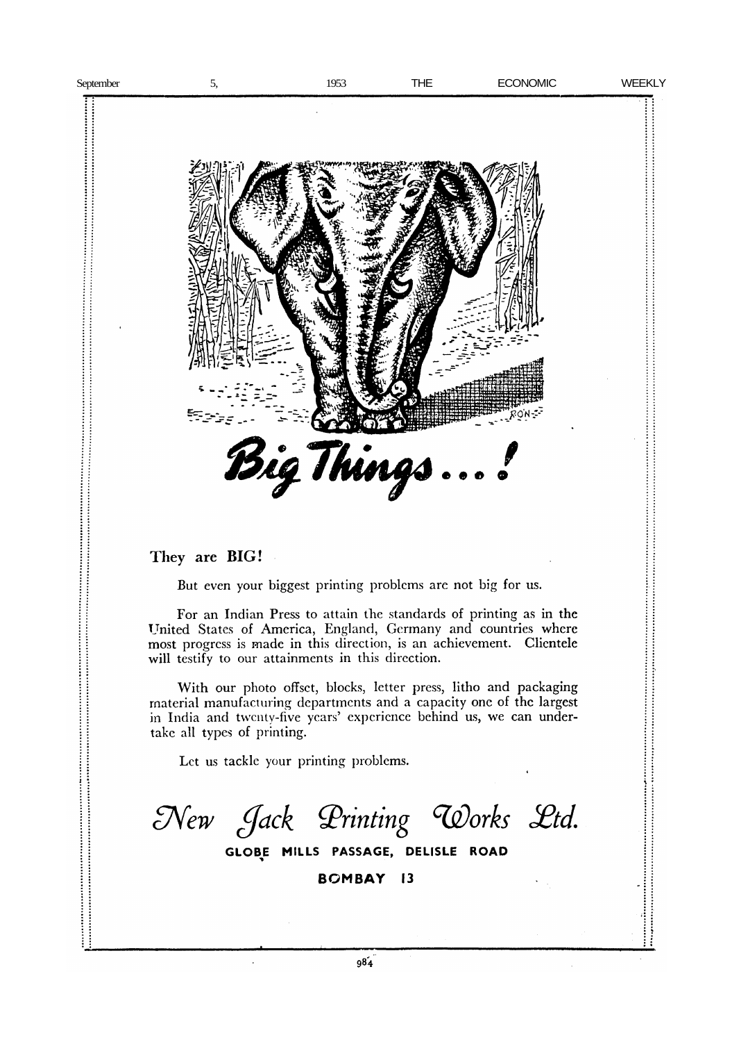# Big Things...!

**They are BIG!**

But even your biggest printing problems are not big for us.

For an Indian Press to attain the standards of printing as in the United States of America, England, Germany and countries where most progress is made in this direction, is an achievement. Clientele will testify to our attainments in this direction.

With our photo offset, blocks, letter press, litho and packaging material manufacturing departments and a capacity one of the largest in India and twenty-five years' experience behind us, we can undertake all types of printing.

Let us tackle your printing problems.

## *New Jack Printing Works Ltd.*

**GLOBE MILLS PASSAGE, DELISLE ROAD**

**BOMBAY 13**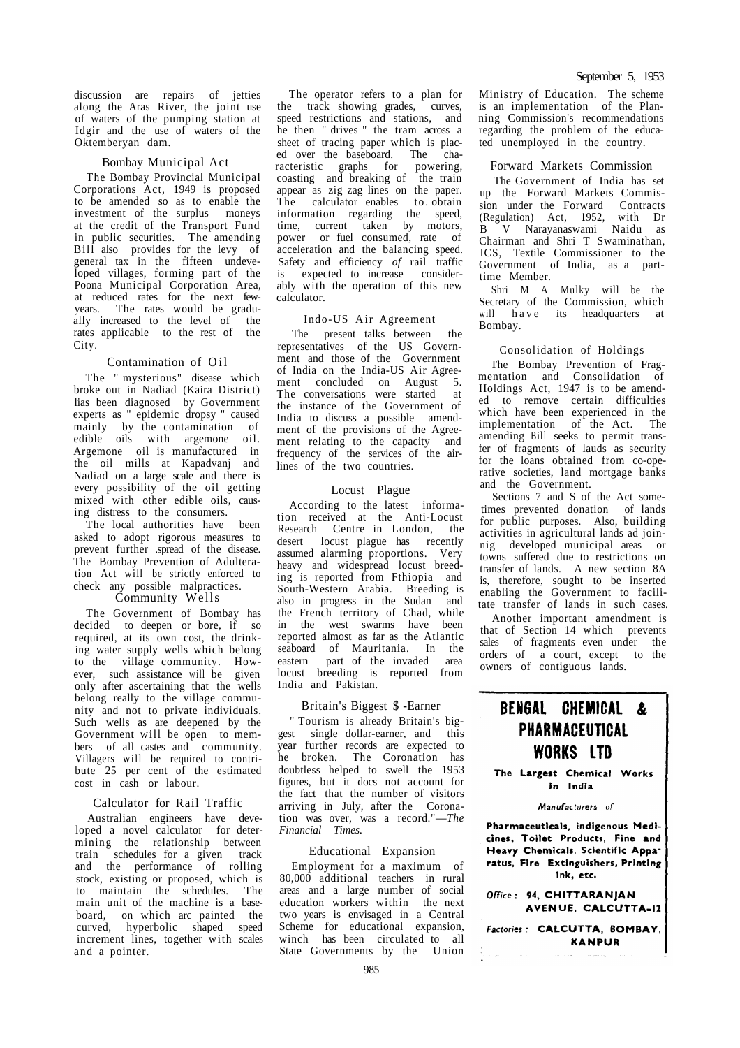discussion are repairs of jetties along the Aras River, the joint use of waters of the pumping station at Idgir and the use of waters of the Oktemberyan dam.

## Bombay Municipal Act

The Bombay Provincial Municipal Corporations Act, 1949 is proposed to be amended so as to enable the investment of the surplus moneys at the credit of the Transport Fund in public securities. The amending Bill also provides for the levy of general tax in the fifteen undeveloped villages, forming part of the Poona Municipal Corporation Area, at reduced rates for the next few years. The rates would be gradually increased to the level of the rates applicable to the rest of the City.

## Contamination of Oil

The " mysterious" disease which broke out in Nadiad (Kaira District) lias been diagnosed by Government experts as " epidemic dropsy " caused mainly by the contamination of edible oils with argemone oil. Argemone oil is manufactured in the oil mills at Kapadvanj and Nadiad on a large scale and there is every possibility of the oil getting mixed with other edible oils, causing distress to the consumers.

The local authorities have been asked to adopt rigorous measures to prevent further .spread of the disease. The Bombay Prevention of Adulteration Act will be strictly enforced to check any possible malpractices.

## Community Wells

The Government of Bombay has decided to deepen or bore, if so required, at its own cost, the drinking water supply wells which belong to the village community. However, such assistance will be given only after ascertaining that the wells belong really to the village community and not to private individuals. Such wells as are deepened by the Government will be open to members of all castes and community. Villagers will be required to contribute 25 per cent of the estimated cost in cash or labour.

## Calculator for Rail Traffic

Australian engineers have developed a novel calculator for determining the relationship between train schedules for a given track and the performance of rolling stock, existing or proposed, which is to maintain the schedules. The main unit of the machine is a baseboard, on which arc painted the curved, hyperbolic shaped speed increment lines, together with scales and a pointer.

The operator refers to a plan for the track showing grades, curves, speed restrictions and stations, and he then " drives " the tram across a sheet of tracing paper which is placed over the baseboard. The characteristic graphs for powering, coasting and breaking of the train appear as zig zag lines on the paper. The calculator enables to. obtain information regarding the speed, time, current taken by motors, power or fuel consumed, rate of acceleration and the balancing speed. Safety and efficiency *of* rail traffic is expected to increase considerably with the operation of this new calculator.

## Indo-US Air Agreement

The present talks between the representatives of the US Government and those of the Government of India on the India-US Air Agreement concluded on August 5. The conversations were started at the instance of the Government of India to discuss a possible amendment of the provisions of the Agreement relating to the capacity and frequency of the services of the airlines of the two countries.

## Locust Plague

According to the latest information received at the Anti-Locust Research Centre in London, the desert locust plague has recently assumed alarming proportions. Very heavy and widespread locust breeding is reported from Fthiopia and South-Western Arabia. Breeding is also in progress in the Sudan and the French territory of Chad, while in the west swarms have been reported almost as far as the Atlantic seaboard of Mauritania. In the eastern part of the invaded area locust breeding is reported from India and Pakistan.

## Britain's Biggest $ -Earner

" Tourism is already Britain's biggest single dollar-earner, and this year further records are expected to he broken. The Coronation has doubtless helped to swell the 1953 figures, but it docs not account for the fact that the number of visitors arriving in July, after the Coronation was over, was a record."—*The Financial Times.*

## Educational Expansion

Employment for a maximum of 80,000 additional teachers in rural areas and a large number of social education workers within the next two years is envisaged in a Central Scheme for educational expansion, winch has been circulated to all State Governments by the Union Ministry of Education. The scheme is an implementation of the Planning Commission's recommendations regarding the problem of the educated unemployed in the country.

## Forward Markets Commission

The Government of India has set up the Forward Markets Commission under the Forward Contracts (Regulation) Act, 1952, with Dr B V Narayanaswami Naidu as Chairman and Shri T Swaminathan, ICS, Textile Commissioner to the Government of India, as a part-time Member.

Shri M A Mulky will be the Secretary of the Commission, which will have its headquarters at Bombay.

## Consolidation of Holdings

The Bombay Prevention of Fragmentation and Consolidation of Holdings Act, 1947 is to be amended to remove certain difficulties which have been experienced in the implementation of the Act. The amending Bill seeks to permit transfer of fragments of lauds as security for the loans obtained from co-operative societies, land mortgage banks and the Government.

Sections 7 and S of the Act sometimes prevented donation of lands for public purposes. Also, building activities in agricultural lands ad joinnig developed municipal areas or towns suffered due to restrictions on transfer of lands. A new section 8A is, therefore, sought to be inserted enabling the Government to facilitate transfer of lands in such cases.

Another important amendment is that of Section 14 which prevents sales of fragments even under the orders of a court, except to the owners of contiguous lands.

**BENGAL CHEMICAL & PHARMACEUTICAL WORKS LTD**

**The Largest Chemical Works in India**

*Manufacturers of*

**Pharmaceuticals, indigenous Medicines, Toilet Products, Fine and Heavy Chemicals, Scientific Apparatus, Fire Extinguishers, Printing Ink, etc.**

*Office :* **94, CHITTARANJAN AVENUE, CALCUTTA-12**

*Factories :* **CALCUTTA, BOMBAY, KANPUR**